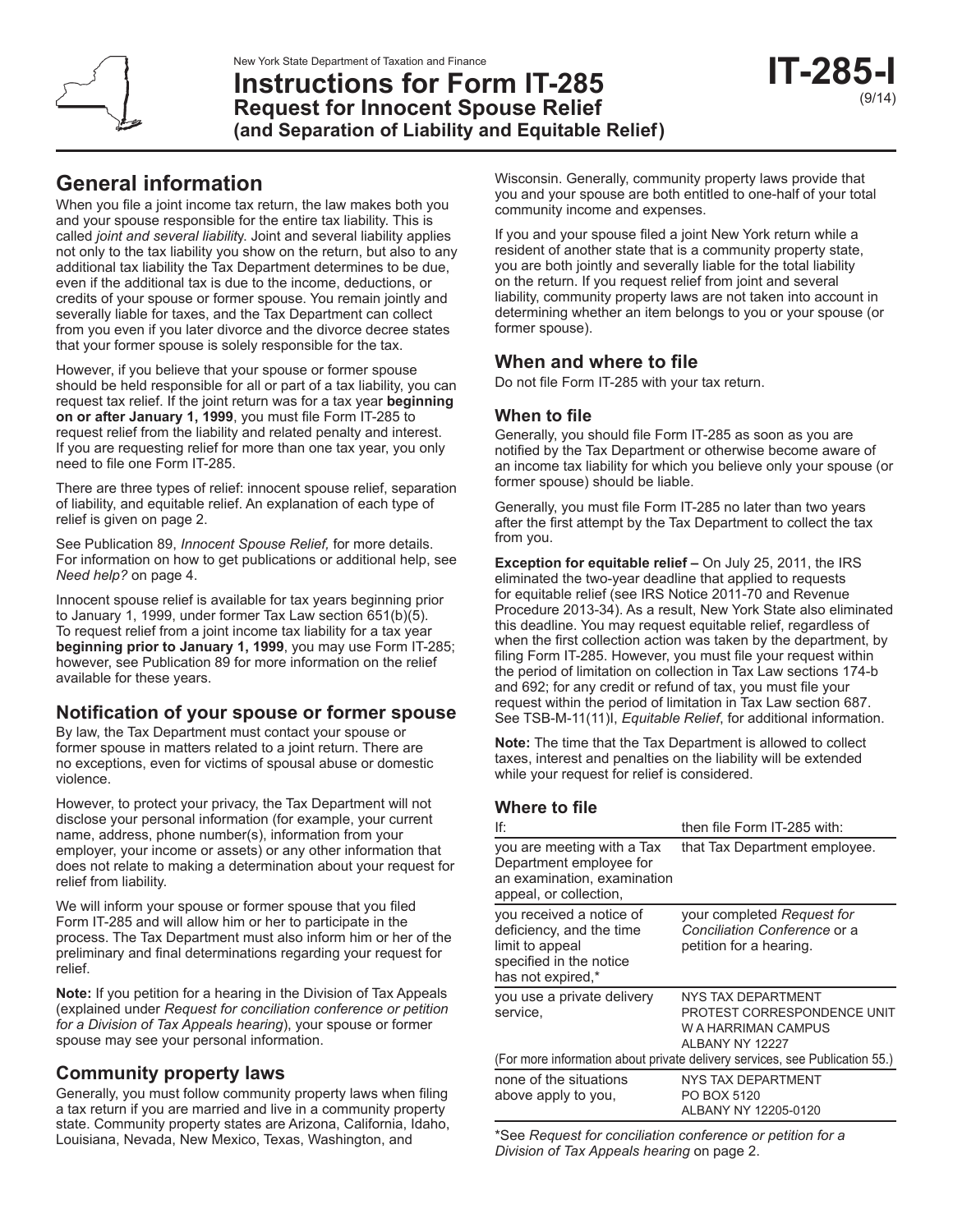New York State Department of Taxation and Finance

# Instructions for Form IT-285
## Request for Innocent Spouse Relief (and Separation of Liability and Equitable Relief)

**IT-285-I** (9/14)

## General information

When you file a joint income tax return, the law makes both you and your spouse responsible for the entire tax liability. This is called *joint and several liability.* Joint and several liability applies not only to the tax liability you show on the return, but also to any additional tax liability the Tax Department determines to be due, even if the additional tax is due to the income, deductions, or credits of your spouse or former spouse. You remain jointly and severally liable for taxes, and the Tax Department can collect from you even if you later divorce and the divorce decree states that your former spouse is solely responsible for the tax.

However, if you believe that your spouse or former spouse should be held responsible for all or part of a tax liability, you can request tax relief. If the joint return was for a tax year **beginning on or after January 1, 1999**, you must file Form IT-285 to request relief from the liability and related penalty and interest. If you are requesting relief for more than one tax year, you only need to file one Form IT-285.

There are three types of relief: innocent spouse relief, separation of liability, and equitable relief. An explanation of each type of relief is given on page 2.

See Publication 89, *Innocent Spouse Relief,* for more details. For information on how to get publications or additional help, see *Need help?* on page 4.

Innocent spouse relief is available for tax years beginning prior to January 1, 1999, under former Tax Law section 651(b)(5). To request relief from a joint income tax liability for a tax year **beginning prior to January 1, 1999**, you may use Form IT-285; however, see Publication 89 for more information on the relief available for these years.

## Notification of your spouse or former spouse

By law, the Tax Department must contact your spouse or former spouse in matters related to a joint return. There are no exceptions, even for victims of spousal abuse or domestic violence.

However, to protect your privacy, the Tax Department will not disclose your personal information (for example, your current name, address, phone number(s), information from your employer, your income or assets) or any other information that does not relate to making a determination about your request for relief from liability.

We will inform your spouse or former spouse that you filed Form IT-285 and will allow him or her to participate in the process. The Tax Department must also inform him or her of the preliminary and final determinations regarding your request for relief.

**Note:** If you petition for a hearing in the Division of Tax Appeals (explained under *Request for conciliation conference or petition for a Division of Tax Appeals hearing*), your spouse or former spouse may see your personal information.

## Community property laws

Generally, you must follow community property laws when filing a tax return if you are married and live in a community property state. Community property states are Arizona, California, Idaho, Louisiana, Nevada, New Mexico, Texas, Washington, and Wisconsin. Generally, community property laws provide that you and your spouse are both entitled to one-half of your total community income and expenses.

If you and your spouse filed a joint New York return while a resident of another state that is a community property state, you are both jointly and severally liable for the total liability on the return. If you request relief from joint and several liability, community property laws are not taken into account in determining whether an item belongs to you or your spouse (or former spouse).

## When and where to file

Do not file Form IT-285 with your tax return.

### When to file

Generally, you should file Form IT-285 as soon as you are notified by the Tax Department or otherwise become aware of an income tax liability for which you believe only your spouse (or former spouse) should be liable.

Generally, you must file Form IT-285 no later than two years after the first attempt by the Tax Department to collect the tax from you.

**Exception for equitable relief –** On July 25, 2011, the IRS eliminated the two-year deadline that applied to requests for equitable relief (see IRS Notice 2011-70 and Revenue Procedure 2013-34). As a result, New York State also eliminated this deadline. You may request equitable relief, regardless of when the first collection action was taken by the department, by filing Form IT-285. However, you must file your request within the period of limitation on collection in Tax Law sections 174-b and 692; for any credit or refund of tax, you must file your request within the period of limitation in Tax Law section 687. See TSB-M-11(11)I, *Equitable Relief*, for additional information.

**Note:** The time that the Tax Department is allowed to collect taxes, interest and penalties on the liability will be extended while your request for relief is considered.

### Where to file

| If: | then file Form IT-285 with: |
|---|---|
| you are meeting with a Tax Department employee for an examination, examination appeal, or collection, | that Tax Department employee. |
| you received a notice of deficiency, and the time limit to appeal specified in the notice has not expired,* | your completed *Request for Conciliation Conference* or a petition for a hearing. |
| you use a private delivery service, | NYS TAX DEPARTMENT<br>PROTEST CORRESPONDENCE UNIT<br>W A HARRIMAN CAMPUS<br>ALBANY NY 12227 |
| (For more information about private delivery services, see Publication 55.) | |
| none of the situations above apply to you, | NYS TAX DEPARTMENT<br>PO BOX 5120<br>ALBANY NY 12205-0120 |

*See *Request for conciliation conference or petition for a Division of Tax Appeals hearing* on page 2.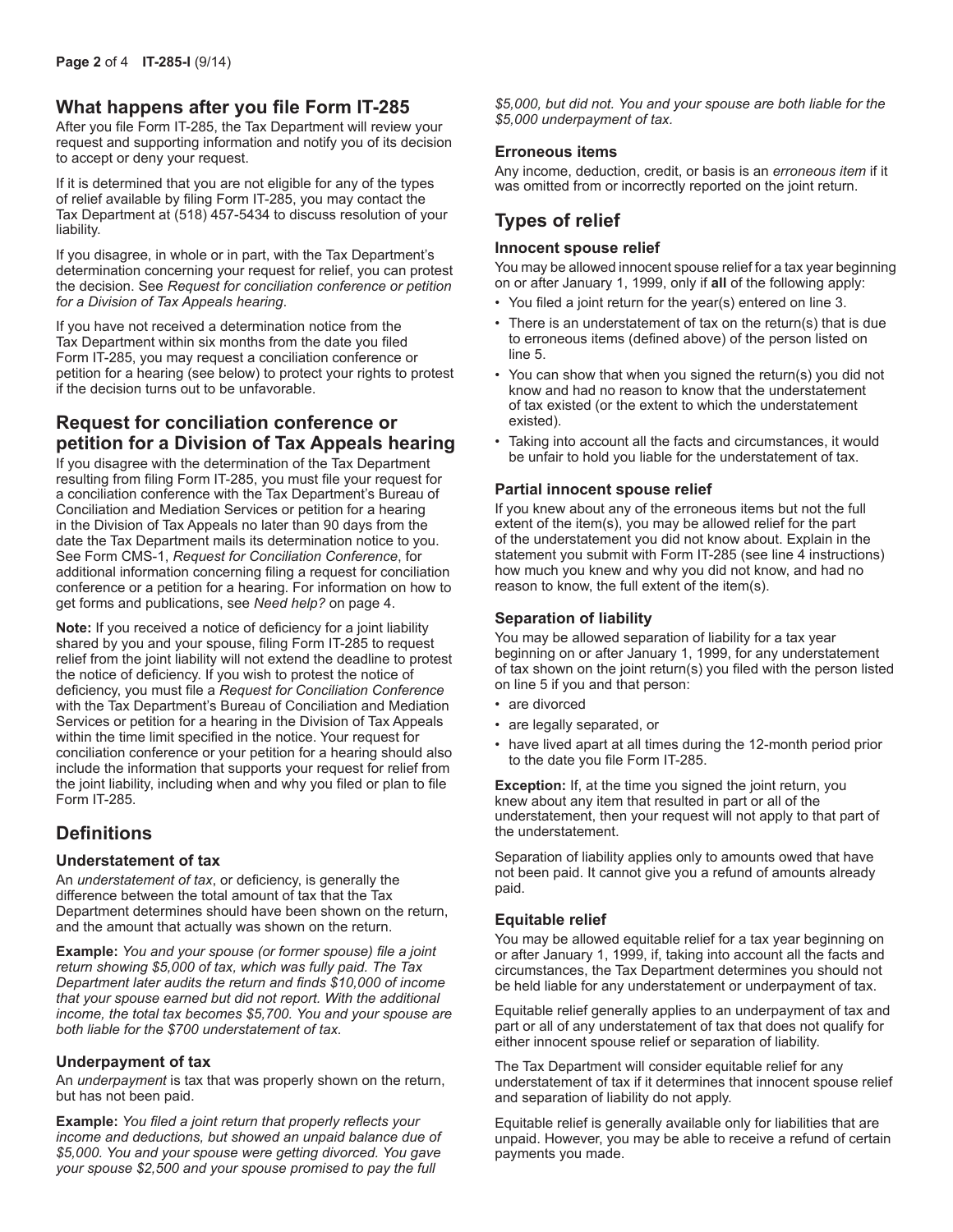## What happens after you file Form IT-285

After you file Form IT-285, the Tax Department will review your request and supporting information and notify you of its decision to accept or deny your request.

If it is determined that you are not eligible for any of the types of relief available by filing Form IT-285, you may contact the Tax Department at (518) 457-5434 to discuss resolution of your liability.

If you disagree, in whole or in part, with the Tax Department's determination concerning your request for relief, you can protest the decision. See *Request for conciliation conference or petition for a Division of Tax Appeals hearing*.

If you have not received a determination notice from the Tax Department within six months from the date you filed Form IT-285, you may request a conciliation conference or petition for a hearing (see below) to protect your rights to protest if the decision turns out to be unfavorable.

## Request for conciliation conference or petition for a Division of Tax Appeals hearing

If you disagree with the determination of the Tax Department resulting from filing Form IT-285, you must file your request for a conciliation conference with the Tax Department's Bureau of Conciliation and Mediation Services or petition for a hearing in the Division of Tax Appeals no later than 90 days from the date the Tax Department mails its determination notice to you. See Form CMS-1, *Request for Conciliation Conference*, for additional information concerning filing a request for conciliation conference or a petition for a hearing. For information on how to get forms and publications, see *Need help?* on page 4.

**Note:** If you received a notice of deficiency for a joint liability shared by you and your spouse, filing Form IT-285 to request relief from the joint liability will not extend the deadline to protest the notice of deficiency. If you wish to protest the notice of deficiency, you must file a *Request for Conciliation Conference* with the Tax Department's Bureau of Conciliation and Mediation Services or petition for a hearing in the Division of Tax Appeals within the time limit specified in the notice. Your request for conciliation conference or your petition for a hearing should also include the information that supports your request for relief from the joint liability, including when and why you filed or plan to file Form IT-285.

## Definitions

### Understatement of tax

An *understatement of tax*, or deficiency, is generally the difference between the total amount of tax that the Tax Department determines should have been shown on the return, and the amount that actually was shown on the return.

**Example:** *You and your spouse (or former spouse) file a joint return showing $5,000 of tax, which was fully paid. The Tax Department later audits the return and finds $10,000 of income that your spouse earned but did not report. With the additional income, the total tax becomes $5,700. You and your spouse are both liable for the $700 understatement of tax.*

### Underpayment of tax

An *underpayment* is tax that was properly shown on the return, but has not been paid.

**Example:** *You filed a joint return that properly reflects your income and deductions, but showed an unpaid balance due of $5,000. You and your spouse were getting divorced. You gave your spouse $2,500 and your spouse promised to pay the full $5,000, but did not. You and your spouse are both liable for the $5,000 underpayment of tax.*

### Erroneous items

Any income, deduction, credit, or basis is an *erroneous item* if it was omitted from or incorrectly reported on the joint return.

## Types of relief

### Innocent spouse relief

You may be allowed innocent spouse relief for a tax year beginning on or after January 1, 1999, only if **all** of the following apply:

- You filed a joint return for the year(s) entered on line 3.
- There is an understatement of tax on the return(s) that is due to erroneous items (defined above) of the person listed on line 5.
- You can show that when you signed the return(s) you did not know and had no reason to know that the understatement of tax existed (or the extent to which the understatement existed).
- Taking into account all the facts and circumstances, it would be unfair to hold you liable for the understatement of tax.

### Partial innocent spouse relief

If you knew about any of the erroneous items but not the full extent of the item(s), you may be allowed relief for the part of the understatement you did not know about. Explain in the statement you submit with Form IT-285 (see line 4 instructions) how much you knew and why you did not know, and had no reason to know, the full extent of the item(s).

### Separation of liability

You may be allowed separation of liability for a tax year beginning on or after January 1, 1999, for any understatement of tax shown on the joint return(s) you filed with the person listed on line 5 if you and that person:

- are divorced
- are legally separated, or
- have lived apart at all times during the 12-month period prior to the date you file Form IT-285.

**Exception:** If, at the time you signed the joint return, you knew about any item that resulted in part or all of the understatement, then your request will not apply to that part of the understatement.

Separation of liability applies only to amounts owed that have not been paid. It cannot give you a refund of amounts already paid.

### Equitable relief

You may be allowed equitable relief for a tax year beginning on or after January 1, 1999, if, taking into account all the facts and circumstances, the Tax Department determines you should not be held liable for any understatement or underpayment of tax.

Equitable relief generally applies to an underpayment of tax and part or all of any understatement of tax that does not qualify for either innocent spouse relief or separation of liability.

The Tax Department will consider equitable relief for any understatement of tax if it determines that innocent spouse relief and separation of liability do not apply.

Equitable relief is generally available only for liabilities that are unpaid. However, you may be able to receive a refund of certain payments you made.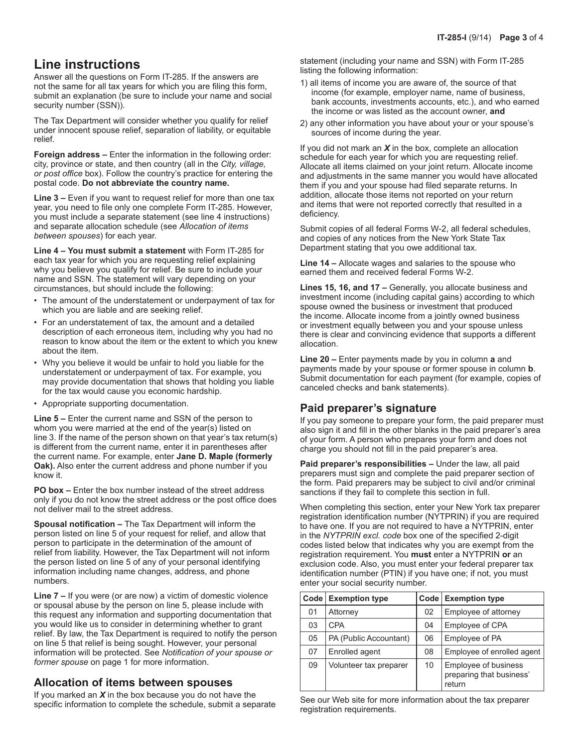## Line instructions

Answer all the questions on Form IT-285. If the answers are not the same for all tax years for which you are filing this form, submit an explanation (be sure to include your name and social security number (SSN)).

The Tax Department will consider whether you qualify for relief under innocent spouse relief, separation of liability, or equitable relief.

**Foreign address –** Enter the information in the following order: city, province or state, and then country (all in the *City, village, or post office* box). Follow the country's practice for entering the postal code. **Do not abbreviate the country name.**

**Line 3 –** Even if you want to request relief for more than one tax year, you need to file only one complete Form IT-285. However, you must include a separate statement (see line 4 instructions) and separate allocation schedule (see *Allocation of items between spouses*) for each year.

**Line 4 – You must submit a statement** with Form IT-285 for each tax year for which you are requesting relief explaining why you believe you qualify for relief. Be sure to include your name and SSN. The statement will vary depending on your circumstances, but should include the following:

- The amount of the understatement or underpayment of tax for which you are liable and are seeking relief.
- For an understatement of tax, the amount and a detailed description of each erroneous item, including why you had no reason to know about the item or the extent to which you knew about the item.
- Why you believe it would be unfair to hold you liable for the understatement or underpayment of tax. For example, you may provide documentation that shows that holding you liable for the tax would cause you economic hardship.
- Appropriate supporting documentation.

**Line 5 –** Enter the current name and SSN of the person to whom you were married at the end of the year(s) listed on line 3. If the name of the person shown on that year's tax return(s) is different from the current name, enter it in parentheses after the current name. For example, enter **Jane D. Maple (formerly Oak).** Also enter the current address and phone number if you know it.

**PO box –** Enter the box number instead of the street address only if you do not know the street address or the post office does not deliver mail to the street address.

**Spousal notification –** The Tax Department will inform the person listed on line 5 of your request for relief, and allow that person to participate in the determination of the amount of relief from liability. However, the Tax Department will not inform the person listed on line 5 of any of your personal identifying information including name changes, address, and phone numbers.

**Line 7 –** If you were (or are now) a victim of domestic violence or spousal abuse by the person on line 5, please include with this request any information and supporting documentation that you would like us to consider in determining whether to grant relief. By law, the Tax Department is required to notify the person on line 5 that relief is being sought. However, your personal information will be protected. See *Notification of your spouse or former spouse* on page 1 for more information.

## Allocation of items between spouses

If you marked an ***X*** in the box because you do not have the specific information to complete the schedule, submit a separate statement (including your name and SSN) with Form IT-285 listing the following information:

1) all items of income you are aware of, the source of that income (for example, employer name, name of business, bank accounts, investments accounts, etc.), and who earned the income or was listed as the account owner, **and**
2) any other information you have about your or your spouse's sources of income during the year.

If you did not mark an ***X*** in the box, complete an allocation schedule for each year for which you are requesting relief. Allocate all items claimed on your joint return. Allocate income and adjustments in the same manner you would have allocated them if you and your spouse had filed separate returns. In addition, allocate those items not reported on your return and items that were not reported correctly that resulted in a deficiency.

Submit copies of all federal Forms W-2, all federal schedules, and copies of any notices from the New York State Tax Department stating that you owe additional tax.

**Line 14 –** Allocate wages and salaries to the spouse who earned them and received federal Forms W-2.

**Lines 15, 16, and 17 –** Generally, you allocate business and investment income (including capital gains) according to which spouse owned the business or investment that produced the income. Allocate income from a jointly owned business or investment equally between you and your spouse unless there is clear and convincing evidence that supports a different allocation.

**Line 20 –** Enter payments made by you in column **a** and payments made by your spouse or former spouse in column **b**. Submit documentation for each payment (for example, copies of canceled checks and bank statements).

## Paid preparer's signature

If you pay someone to prepare your form, the paid preparer must also sign it and fill in the other blanks in the paid preparer's area of your form. A person who prepares your form and does not charge you should not fill in the paid preparer's area.

**Paid preparer's responsibilities –** Under the law, all paid preparers must sign and complete the paid preparer section of the form. Paid preparers may be subject to civil and/or criminal sanctions if they fail to complete this section in full.

When completing this section, enter your New York tax preparer registration identification number (NYTPRIN) if you are required to have one. If you are not required to have a NYTPRIN, enter in the *NYTPRIN excl. code* box one of the specified 2-digit codes listed below that indicates why you are exempt from the registration requirement. You **must** enter a NYTPRIN **or** an exclusion code. Also, you must enter your federal preparer tax identification number (PTIN) if you have one; if not, you must enter your social security number.

| Code | Exemption type | Code | Exemption type |
|---|---|---|---|
| 01 | Attorney | 02 | Employee of attorney |
| 03 | CPA | 04 | Employee of CPA |
| 05 | PA (Public Accountant) | 06 | Employee of PA |
| 07 | Enrolled agent | 08 | Employee of enrolled agent |
| 09 | Volunteer tax preparer | 10 | Employee of business preparing that business' return |

See our Web site for more information about the tax preparer registration requirements.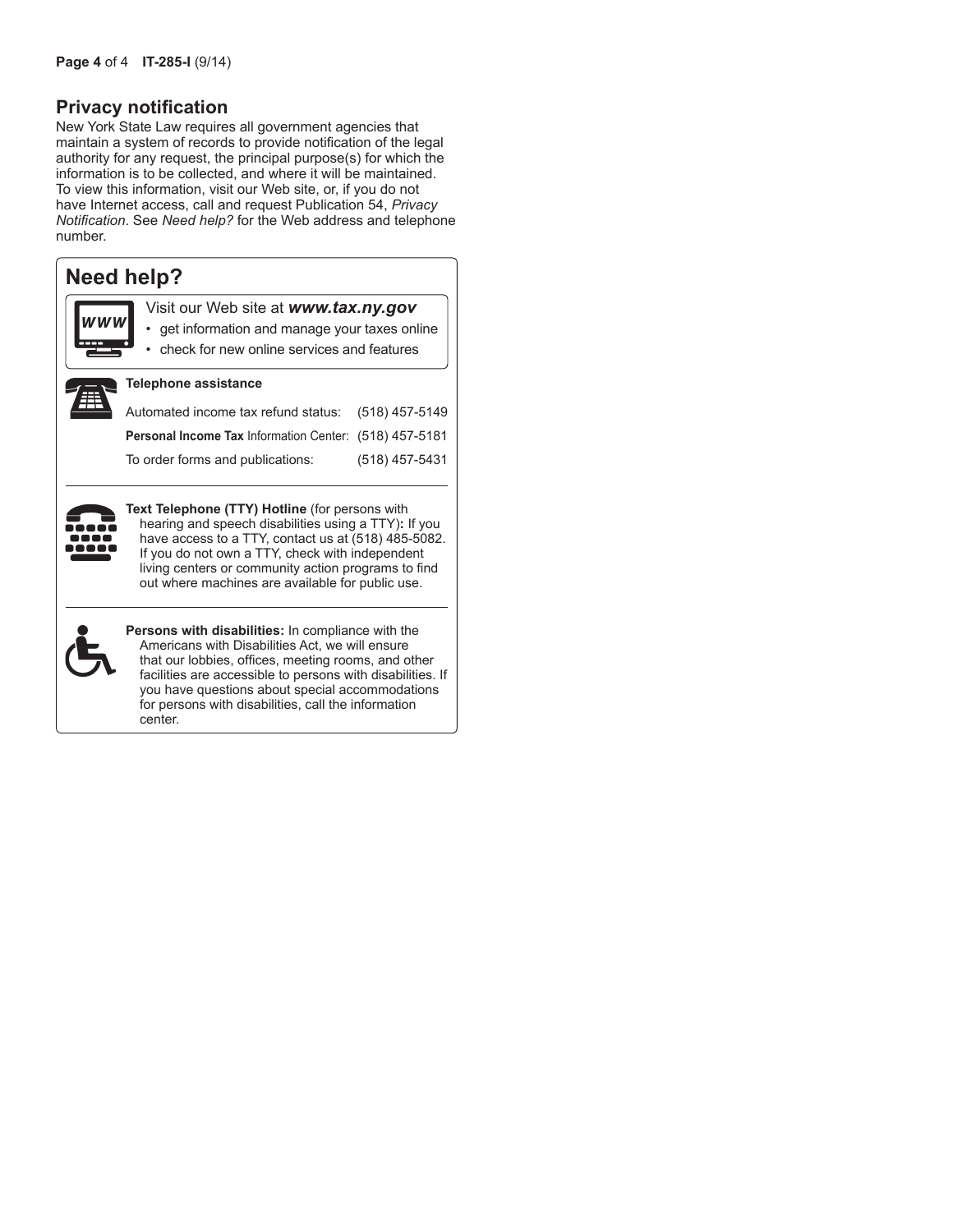## Privacy notification

New York State Law requires all government agencies that maintain a system of records to provide notification of the legal authority for any request, the principal purpose(s) for which the information is to be collected, and where it will be maintained. To view this information, visit our Web site, or, if you do not have Internet access, call and request Publication 54, *Privacy Notification*. See *Need help?* for the Web address and telephone number.

## Need help?

Visit our Web site at ***www.tax.ny.gov***

- get information and manage your taxes online
- check for new online services and features

**Telephone assistance**

| | |
|---|---|
| Automated income tax refund status: | (518) 457-5149 |
| **Personal Income Tax** Information Center: | (518) 457-5181 |
| To order forms and publications: | (518) 457-5431 |

**Text Telephone (TTY) Hotline** (for persons with hearing and speech disabilities using a TTY)**:** If you have access to a TTY, contact us at (518) 485-5082. If you do not own a TTY, check with independent living centers or community action programs to find out where machines are available for public use.

**Persons with disabilities:** In compliance with the Americans with Disabilities Act, we will ensure that our lobbies, offices, meeting rooms, and other facilities are accessible to persons with disabilities. If you have questions about special accommodations for persons with disabilities, call the information center.